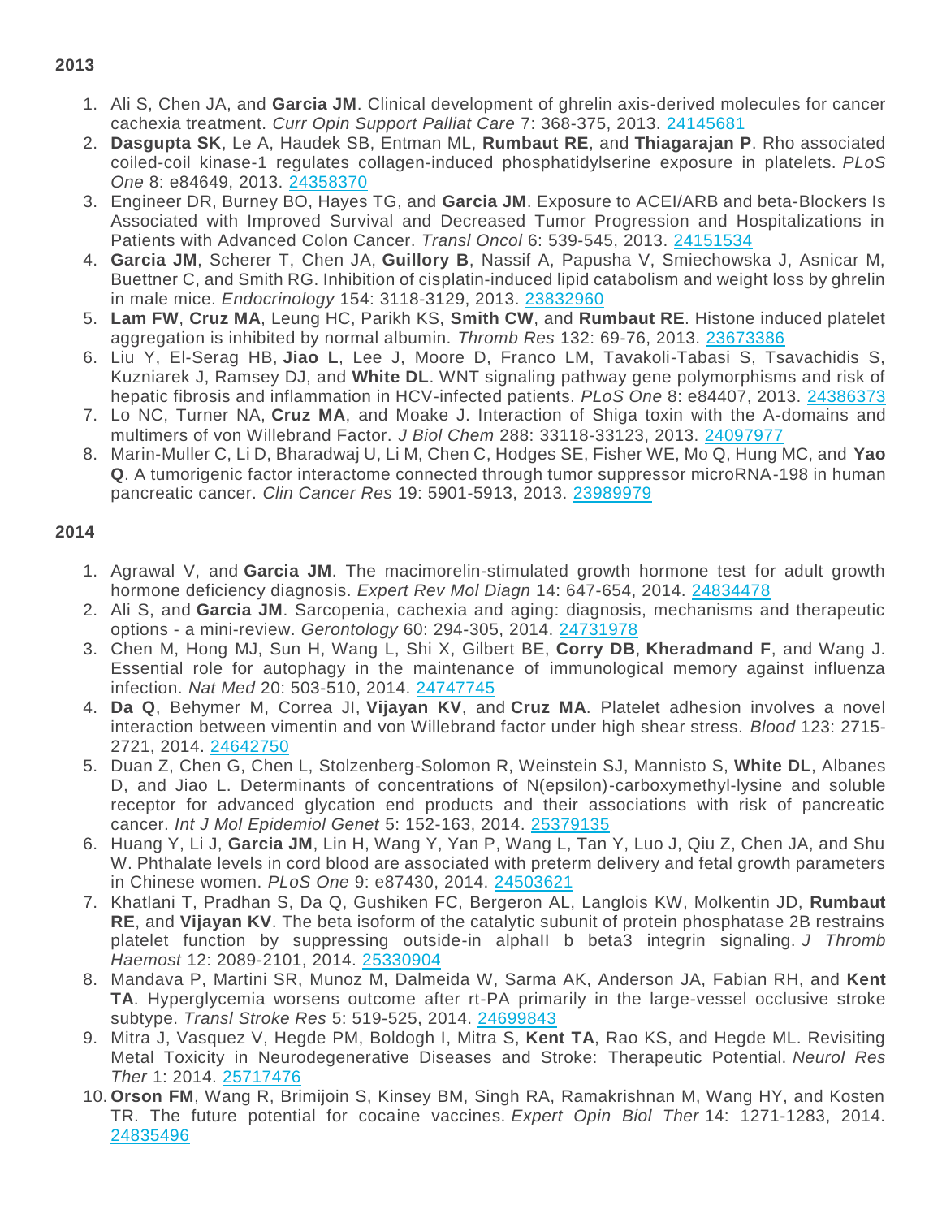**2013**

1. Ali S, Chen JA, and **Garcia JM**. Clinical development of ghrelin axis-derived molecules for cancer cachexia treatment. *Curr Opin Support Palliat Care* 7: 368-375, 2013. 24145681
2. **Dasgupta SK**, Le A, Haudek SB, Entman ML, **Rumbaut RE**, and **Thiagarajan P**. Rho associated coiled-coil kinase-1 regulates collagen-induced phosphatidylserine exposure in platelets. *PLoS One* 8: e84649, 2013. 24358370
3. Engineer DR, Burney BO, Hayes TG, and **Garcia JM**. Exposure to ACEI/ARB and beta-Blockers Is Associated with Improved Survival and Decreased Tumor Progression and Hospitalizations in Patients with Advanced Colon Cancer. *Transl Oncol* 6: 539-545, 2013. 24151534
4. **Garcia JM**, Scherer T, Chen JA, **Guillory B**, Nassif A, Papusha V, Smiechowska J, Asnicar M, Buettner C, and Smith RG. Inhibition of cisplatin-induced lipid catabolism and weight loss by ghrelin in male mice. *Endocrinology* 154: 3118-3129, 2013. 23832960
5. **Lam FW**, **Cruz MA**, Leung HC, Parikh KS, **Smith CW**, and **Rumbaut RE**. Histone induced platelet aggregation is inhibited by normal albumin. *Thromb Res* 132: 69-76, 2013. 23673386
6. Liu Y, El-Serag HB, **Jiao L**, Lee J, Moore D, Franco LM, Tavakoli-Tabasi S, Tsavachidis S, Kuzniarek J, Ramsey DJ, and **White DL**. WNT signaling pathway gene polymorphisms and risk of hepatic fibrosis and inflammation in HCV-infected patients. *PLoS One* 8: e84407, 2013. 24386373
7. Lo NC, Turner NA, **Cruz MA**, and Moake J. Interaction of Shiga toxin with the A-domains and multimers of von Willebrand Factor. *J Biol Chem* 288: 33118-33123, 2013. 24097977
8. Marin-Muller C, Li D, Bharadwaj U, Li M, Chen C, Hodges SE, Fisher WE, Mo Q, Hung MC, and **Yao Q**. A tumorigenic factor interactome connected through tumor suppressor microRNA-198 in human pancreatic cancer. *Clin Cancer Res* 19: 5901-5913, 2013. 23989979

**2014**

1. Agrawal V, and **Garcia JM**. The macimorelin-stimulated growth hormone test for adult growth hormone deficiency diagnosis. *Expert Rev Mol Diagn* 14: 647-654, 2014. 24834478
2. Ali S, and **Garcia JM**. Sarcopenia, cachexia and aging: diagnosis, mechanisms and therapeutic options - a mini-review. *Gerontology* 60: 294-305, 2014. 24731978
3. Chen M, Hong MJ, Sun H, Wang L, Shi X, Gilbert BE, **Corry DB**, **Kheradmand F**, and Wang J. Essential role for autophagy in the maintenance of immunological memory against influenza infection. *Nat Med* 20: 503-510, 2014. 24747745
4. **Da Q**, Behymer M, Correa JI, **Vijayan KV**, and **Cruz MA**. Platelet adhesion involves a novel interaction between vimentin and von Willebrand factor under high shear stress. *Blood* 123: 2715-2721, 2014. 24642750
5. Duan Z, Chen G, Chen L, Stolzenberg-Solomon R, Weinstein SJ, Mannisto S, **White DL**, Albanes D, and Jiao L. Determinants of concentrations of N(epsilon)-carboxymethyl-lysine and soluble receptor for advanced glycation end products and their associations with risk of pancreatic cancer. *Int J Mol Epidemiol Genet* 5: 152-163, 2014. 25379135
6. Huang Y, Li J, **Garcia JM**, Lin H, Wang Y, Yan P, Wang L, Tan Y, Luo J, Qiu Z, Chen JA, and Shu W. Phthalate levels in cord blood are associated with preterm delivery and fetal growth parameters in Chinese women. *PLoS One* 9: e87430, 2014. 24503621
7. Khatlani T, Pradhan S, Da Q, Gushiken FC, Bergeron AL, Langlois KW, Molkentin JD, **Rumbaut RE**, and **Vijayan KV**. The beta isoform of the catalytic subunit of protein phosphatase 2B restrains platelet function by suppressing outside-in alphaII b beta3 integrin signaling. *J Thromb Haemost* 12: 2089-2101, 2014. 25330904
8. Mandava P, Martini SR, Munoz M, Dalmeida W, Sarma AK, Anderson JA, Fabian RH, and **Kent TA**. Hyperglycemia worsens outcome after rt-PA primarily in the large-vessel occlusive stroke subtype. *Transl Stroke Res* 5: 519-525, 2014. 24699843
9. Mitra J, Vasquez V, Hegde PM, Boldogh I, Mitra S, **Kent TA**, Rao KS, and Hegde ML. Revisiting Metal Toxicity in Neurodegenerative Diseases and Stroke: Therapeutic Potential. *Neurol Res Ther* 1: 2014. 25717476
10. **Orson FM**, Wang R, Brimijoin S, Kinsey BM, Singh RA, Ramakrishnan M, Wang HY, and Kosten TR. The future potential for cocaine vaccines. *Expert Opin Biol Ther* 14: 1271-1283, 2014. 24835496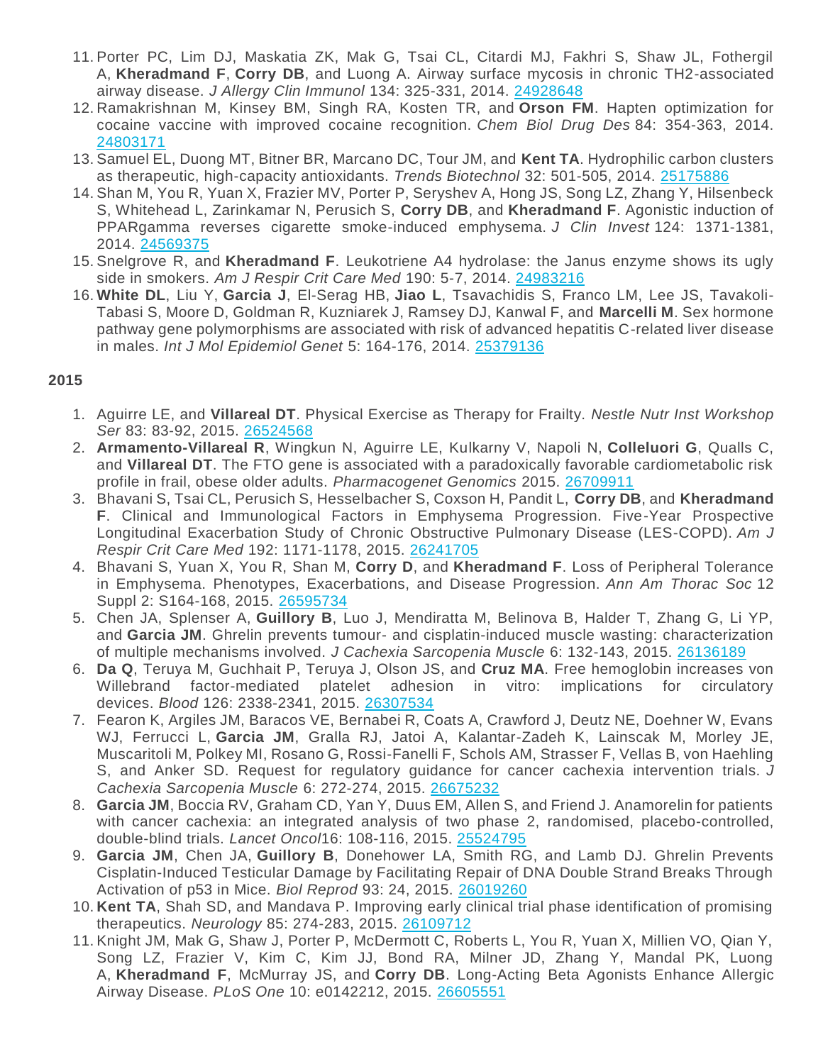11. Porter PC, Lim DJ, Maskatia ZK, Mak G, Tsai CL, Citardi MJ, Fakhri S, Shaw JL, Fothergil A, **Kheradmand F**, **Corry DB**, and Luong A. Airway surface mycosis in chronic TH2-associated airway disease. *J Allergy Clin Immunol* 134: 325-331, 2014. 24928648
12. Ramakrishnan M, Kinsey BM, Singh RA, Kosten TR, and **Orson FM**. Hapten optimization for cocaine vaccine with improved cocaine recognition. *Chem Biol Drug Des* 84: 354-363, 2014. 24803171
13. Samuel EL, Duong MT, Bitner BR, Marcano DC, Tour JM, and **Kent TA**. Hydrophilic carbon clusters as therapeutic, high-capacity antioxidants. *Trends Biotechnol* 32: 501-505, 2014. 25175886
14. Shan M, You R, Yuan X, Frazier MV, Porter P, Seryshev A, Hong JS, Song LZ, Zhang Y, Hilsenbeck S, Whitehead L, Zarinkamar N, Perusich S, **Corry DB**, and **Kheradmand F**. Agonistic induction of PPARgamma reverses cigarette smoke-induced emphysema. *J Clin Invest* 124: 1371-1381, 2014. 24569375
15. Snelgrove R, and **Kheradmand F**. Leukotriene A4 hydrolase: the Janus enzyme shows its ugly side in smokers. *Am J Respir Crit Care Med* 190: 5-7, 2014. 24983216
16. **White DL**, Liu Y, **Garcia J**, El-Serag HB, **Jiao L**, Tsavachidis S, Franco LM, Lee JS, Tavakoli-Tabasi S, Moore D, Goldman R, Kuzniarek J, Ramsey DJ, Kanwal F, and **Marcelli M**. Sex hormone pathway gene polymorphisms are associated with risk of advanced hepatitis C-related liver disease in males. *Int J Mol Epidemiol Genet* 5: 164-176, 2014. 25379136

**2015**

1. Aguirre LE, and **Villareal DT**. Physical Exercise as Therapy for Frailty. *Nestle Nutr Inst Workshop Ser* 83: 83-92, 2015. 26524568
2. **Armamento-Villareal R**, Wingkun N, Aguirre LE, Kulkarny V, Napoli N, **Colleluori G**, Qualls C, and **Villareal DT**. The FTO gene is associated with a paradoxically favorable cardiometabolic risk profile in frail, obese older adults. *Pharmacogenet Genomics* 2015. 26709911
3. Bhavani S, Tsai CL, Perusich S, Hesselbacher S, Coxson H, Pandit L, **Corry DB**, and **Kheradmand F**. Clinical and Immunological Factors in Emphysema Progression. Five-Year Prospective Longitudinal Exacerbation Study of Chronic Obstructive Pulmonary Disease (LES-COPD). *Am J Respir Crit Care Med* 192: 1171-1178, 2015. 26241705
4. Bhavani S, Yuan X, You R, Shan M, **Corry D**, and **Kheradmand F**. Loss of Peripheral Tolerance in Emphysema. Phenotypes, Exacerbations, and Disease Progression. *Ann Am Thorac Soc* 12 Suppl 2: S164-168, 2015. 26595734
5. Chen JA, Splenser A, **Guillory B**, Luo J, Mendiratta M, Belinova B, Halder T, Zhang G, Li YP, and **Garcia JM**. Ghrelin prevents tumour- and cisplatin-induced muscle wasting: characterization of multiple mechanisms involved. *J Cachexia Sarcopenia Muscle* 6: 132-143, 2015. 26136189
6. **Da Q**, Teruya M, Guchhait P, Teruya J, Olson JS, and **Cruz MA**. Free hemoglobin increases von Willebrand factor-mediated platelet adhesion in vitro: implications for circulatory devices. *Blood* 126: 2338-2341, 2015. 26307534
7. Fearon K, Argiles JM, Baracos VE, Bernabei R, Coats A, Crawford J, Deutz NE, Doehner W, Evans WJ, Ferrucci L, **Garcia JM**, Gralla RJ, Jatoi A, Kalantar-Zadeh K, Lainscak M, Morley JE, Muscaritoli M, Polkey MI, Rosano G, Rossi-Fanelli F, Schols AM, Strasser F, Vellas B, von Haehling S, and Anker SD. Request for regulatory guidance for cancer cachexia intervention trials. *J Cachexia Sarcopenia Muscle* 6: 272-274, 2015. 26675232
8. **Garcia JM**, Boccia RV, Graham CD, Yan Y, Duus EM, Allen S, and Friend J. Anamorelin for patients with cancer cachexia: an integrated analysis of two phase 2, randomised, placebo-controlled, double-blind trials. *Lancet Oncol* 16: 108-116, 2015. 25524795
9. **Garcia JM**, Chen JA, **Guillory B**, Donehower LA, Smith RG, and Lamb DJ. Ghrelin Prevents Cisplatin-Induced Testicular Damage by Facilitating Repair of DNA Double Strand Breaks Through Activation of p53 in Mice. *Biol Reprod* 93: 24, 2015. 26019260
10. **Kent TA**, Shah SD, and Mandava P. Improving early clinical trial phase identification of promising therapeutics. *Neurology* 85: 274-283, 2015. 26109712
11. Knight JM, Mak G, Shaw J, Porter P, McDermott C, Roberts L, You R, Yuan X, Millien VO, Qian Y, Song LZ, Frazier V, Kim C, Kim JJ, Bond RA, Milner JD, Zhang Y, Mandal PK, Luong A, **Kheradmand F**, McMurray JS, and **Corry DB**. Long-Acting Beta Agonists Enhance Allergic Airway Disease. *PLoS One* 10: e0142212, 2015. 26605551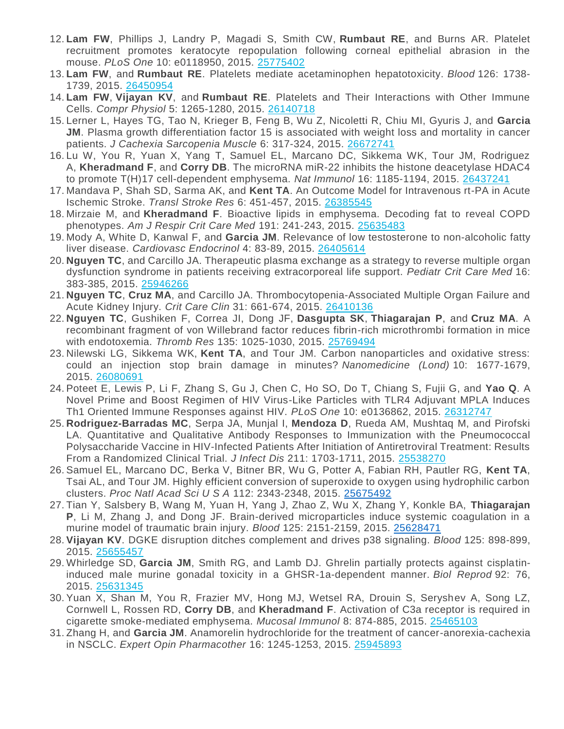12. **Lam FW**, Phillips J, Landry P, Magadi S, Smith CW, **Rumbaut RE**, and Burns AR. Platelet recruitment promotes keratocyte repopulation following corneal epithelial abrasion in the mouse. *PLoS One* 10: e0118950, 2015. 25775402
13. **Lam FW**, and **Rumbaut RE**. Platelets mediate acetaminophen hepatotoxicity. *Blood* 126: 1738-1739, 2015. 26450954
14. **Lam FW**, **Vijayan KV**, and **Rumbaut RE**. Platelets and Their Interactions with Other Immune Cells. *Compr Physiol* 5: 1265-1280, 2015. 26140718
15. Lerner L, Hayes TG, Tao N, Krieger B, Feng B, Wu Z, Nicoletti R, Chiu MI, Gyuris J, and **Garcia JM**. Plasma growth differentiation factor 15 is associated with weight loss and mortality in cancer patients. *J Cachexia Sarcopenia Muscle* 6: 317-324, 2015. 26672741
16. Lu W, You R, Yuan X, Yang T, Samuel EL, Marcano DC, Sikkema WK, Tour JM, Rodriguez A, **Kheradmand F**, and **Corry DB**. The microRNA miR-22 inhibits the histone deacetylase HDAC4 to promote T(H)17 cell-dependent emphysema. *Nat Immunol* 16: 1185-1194, 2015. 26437241
17. Mandava P, Shah SD, Sarma AK, and **Kent TA**. An Outcome Model for Intravenous rt-PA in Acute Ischemic Stroke. *Transl Stroke Res* 6: 451-457, 2015. 26385545
18. Mirzaie M, and **Kheradmand F**. Bioactive lipids in emphysema. Decoding fat to reveal COPD phenotypes. *Am J Respir Crit Care Med* 191: 241-243, 2015. 25635483
19. Mody A, White D, Kanwal F, and **Garcia JM**. Relevance of low testosterone to non-alcoholic fatty liver disease. *Cardiovasc Endocrinol* 4: 83-89, 2015. 26405614
20. **Nguyen TC**, and Carcillo JA. Therapeutic plasma exchange as a strategy to reverse multiple organ dysfunction syndrome in patients receiving extracorporeal life support. *Pediatr Crit Care Med* 16: 383-385, 2015. 25946266
21. **Nguyen TC**, **Cruz MA**, and Carcillo JA. Thrombocytopenia-Associated Multiple Organ Failure and Acute Kidney Injury. *Crit Care Clin* 31: 661-674, 2015. 26410136
22. **Nguyen TC**, Gushiken F, Correa JI, Dong JF, **Dasgupta SK**, **Thiagarajan P**, and **Cruz MA**. A recombinant fragment of von Willebrand factor reduces fibrin-rich microthrombi formation in mice with endotoxemia. *Thromb Res* 135: 1025-1030, 2015. 25769494
23. Nilewski LG, Sikkema WK, **Kent TA**, and Tour JM. Carbon nanoparticles and oxidative stress: could an injection stop brain damage in minutes? *Nanomedicine (Lond)* 10: 1677-1679, 2015. 26080691
24. Poteet E, Lewis P, Li F, Zhang S, Gu J, Chen C, Ho SO, Do T, Chiang S, Fujii G, and **Yao Q**. A Novel Prime and Boost Regimen of HIV Virus-Like Particles with TLR4 Adjuvant MPLA Induces Th1 Oriented Immune Responses against HIV. *PLoS One* 10: e0136862, 2015. 26312747
25. **Rodriguez-Barradas MC**, Serpa JA, Munjal I, **Mendoza D**, Rueda AM, Mushtaq M, and Pirofski LA. Quantitative and Qualitative Antibody Responses to Immunization with the Pneumococcal Polysaccharide Vaccine in HIV-Infected Patients After Initiation of Antiretroviral Treatment: Results From a Randomized Clinical Trial. *J Infect Dis* 211: 1703-1711, 2015. 25538270
26. Samuel EL, Marcano DC, Berka V, Bitner BR, Wu G, Potter A, Fabian RH, Pautler RG, **Kent TA**, Tsai AL, and Tour JM. Highly efficient conversion of superoxide to oxygen using hydrophilic carbon clusters. *Proc Natl Acad Sci U S A* 112: 2343-2348, 2015. 25675492
27. Tian Y, Salsbery B, Wang M, Yuan H, Yang J, Zhao Z, Wu X, Zhang Y, Konkle BA, **Thiagarajan P**, Li M, Zhang J, and Dong JF. Brain-derived microparticles induce systemic coagulation in a murine model of traumatic brain injury. *Blood* 125: 2151-2159, 2015. 25628471
28. **Vijayan KV**. DGKE disruption ditches complement and drives p38 signaling. *Blood* 125: 898-899, 2015. 25655457
29. Whirledge SD, **Garcia JM**, Smith RG, and Lamb DJ. Ghrelin partially protects against cisplatin-induced male murine gonadal toxicity in a GHSR-1a-dependent manner. *Biol Reprod* 92: 76, 2015. 25631345
30. Yuan X, Shan M, You R, Frazier MV, Hong MJ, Wetsel RA, Drouin S, Seryshev A, Song LZ, Cornwell L, Rossen RD, **Corry DB**, and **Kheradmand F**. Activation of C3a receptor is required in cigarette smoke-mediated emphysema. *Mucosal Immunol* 8: 874-885, 2015. 25465103
31. Zhang H, and **Garcia JM**. Anamorelin hydrochloride for the treatment of cancer-anorexia-cachexia in NSCLC. *Expert Opin Pharmacother* 16: 1245-1253, 2015. 25945893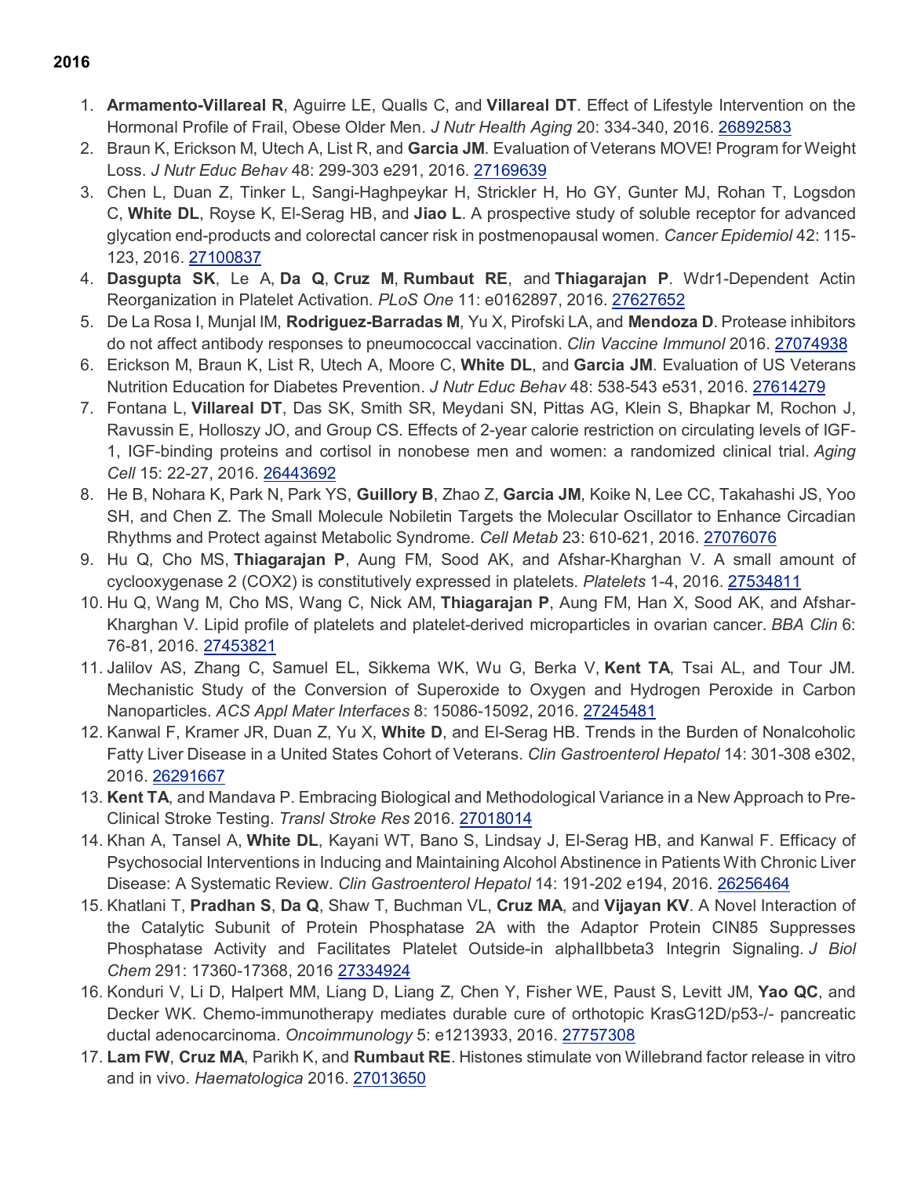**2016**

1. **Armamento-Villareal R**, Aguirre LE, Qualls C, and **Villareal DT**. Effect of Lifestyle Intervention on the Hormonal Profile of Frail, Obese Older Men. *J Nutr Health Aging* 20: 334-340, 2016. 26892583
2. Braun K, Erickson M, Utech A, List R, and **Garcia JM**. Evaluation of Veterans MOVE! Program for Weight Loss. *J Nutr Educ Behav* 48: 299-303 e291, 2016. 27169639
3. Chen L, Duan Z, Tinker L, Sangi-Haghpeykar H, Strickler H, Ho GY, Gunter MJ, Rohan T, Logsdon C, **White DL**, Royse K, El-Serag HB, and **Jiao L**. A prospective study of soluble receptor for advanced glycation end-products and colorectal cancer risk in postmenopausal women. *Cancer Epidemiol* 42: 115-123, 2016. 27100837
4. **Dasgupta SK**, Le A, **Da Q**, **Cruz M**, **Rumbaut RE**, and **Thiagarajan P**. Wdr1-Dependent Actin Reorganization in Platelet Activation. *PLoS One* 11: e0162897, 2016. 27627652
5. De La Rosa I, Munjal IM, **Rodriguez-Barradas M**, Yu X, Pirofski LA, and **Mendoza D**. Protease inhibitors do not affect antibody responses to pneumococcal vaccination. *Clin Vaccine Immunol* 2016. 27074938
6. Erickson M, Braun K, List R, Utech A, Moore C, **White DL**, and **Garcia JM**. Evaluation of US Veterans Nutrition Education for Diabetes Prevention. *J Nutr Educ Behav* 48: 538-543 e531, 2016. 27614279
7. Fontana L, **Villareal DT**, Das SK, Smith SR, Meydani SN, Pittas AG, Klein S, Bhapkar M, Rochon J, Ravussin E, Holloszy JO, and Group CS. Effects of 2-year calorie restriction on circulating levels of IGF-1, IGF-binding proteins and cortisol in nonobese men and women: a randomized clinical trial. *Aging Cell* 15: 22-27, 2016. 26443692
8. He B, Nohara K, Park N, Park YS, **Guillory B**, Zhao Z, **Garcia JM**, Koike N, Lee CC, Takahashi JS, Yoo SH, and Chen Z. The Small Molecule Nobiletin Targets the Molecular Oscillator to Enhance Circadian Rhythms and Protect against Metabolic Syndrome. *Cell Metab* 23: 610-621, 2016. 27076076
9. Hu Q, Cho MS, **Thiagarajan P**, Aung FM, Sood AK, and Afshar-Kharghan V. A small amount of cyclooxygenase 2 (COX2) is constitutively expressed in platelets. *Platelets* 1-4, 2016. 27534811
10. Hu Q, Wang M, Cho MS, Wang C, Nick AM, **Thiagarajan P**, Aung FM, Han X, Sood AK, and Afshar-Kharghan V. Lipid profile of platelets and platelet-derived microparticles in ovarian cancer. *BBA Clin* 6: 76-81, 2016. 27453821
11. Jalilov AS, Zhang C, Samuel EL, Sikkema WK, Wu G, Berka V, **Kent TA**, Tsai AL, and Tour JM. Mechanistic Study of the Conversion of Superoxide to Oxygen and Hydrogen Peroxide in Carbon Nanoparticles. *ACS Appl Mater Interfaces* 8: 15086-15092, 2016. 27245481
12. Kanwal F, Kramer JR, Duan Z, Yu X, **White D**, and El-Serag HB. Trends in the Burden of Nonalcoholic Fatty Liver Disease in a United States Cohort of Veterans. *Clin Gastroenterol Hepatol* 14: 301-308 e302, 2016. 26291667
13. **Kent TA**, and Mandava P. Embracing Biological and Methodological Variance in a New Approach to Pre-Clinical Stroke Testing. *Transl Stroke Res* 2016. 27018014
14. Khan A, Tansel A, **White DL**, Kayani WT, Bano S, Lindsay J, El-Serag HB, and Kanwal F. Efficacy of Psychosocial Interventions in Inducing and Maintaining Alcohol Abstinence in Patients With Chronic Liver Disease: A Systematic Review. *Clin Gastroenterol Hepatol* 14: 191-202 e194, 2016. 26256464
15. Khatlani T, **Pradhan S**, **Da Q**, Shaw T, Buchman VL, **Cruz MA**, and **Vijayan KV**. A Novel Interaction of the Catalytic Subunit of Protein Phosphatase 2A with the Adaptor Protein CIN85 Suppresses Phosphatase Activity and Facilitates Platelet Outside-in alphaIIbbeta3 Integrin Signaling. *J Biol Chem* 291: 17360-17368, 2016 27334924
16. Konduri V, Li D, Halpert MM, Liang D, Liang Z, Chen Y, Fisher WE, Paust S, Levitt JM, **Yao QC**, and Decker WK. Chemo-immunotherapy mediates durable cure of orthotopic KrasG12D/p53-/- pancreatic ductal adenocarcinoma. *Oncoimmunology* 5: e1213933, 2016. 27757308
17. **Lam FW**, **Cruz MA**, Parikh K, and **Rumbaut RE**. Histones stimulate von Willebrand factor release in vitro and in vivo. *Haematologica* 2016. 27013650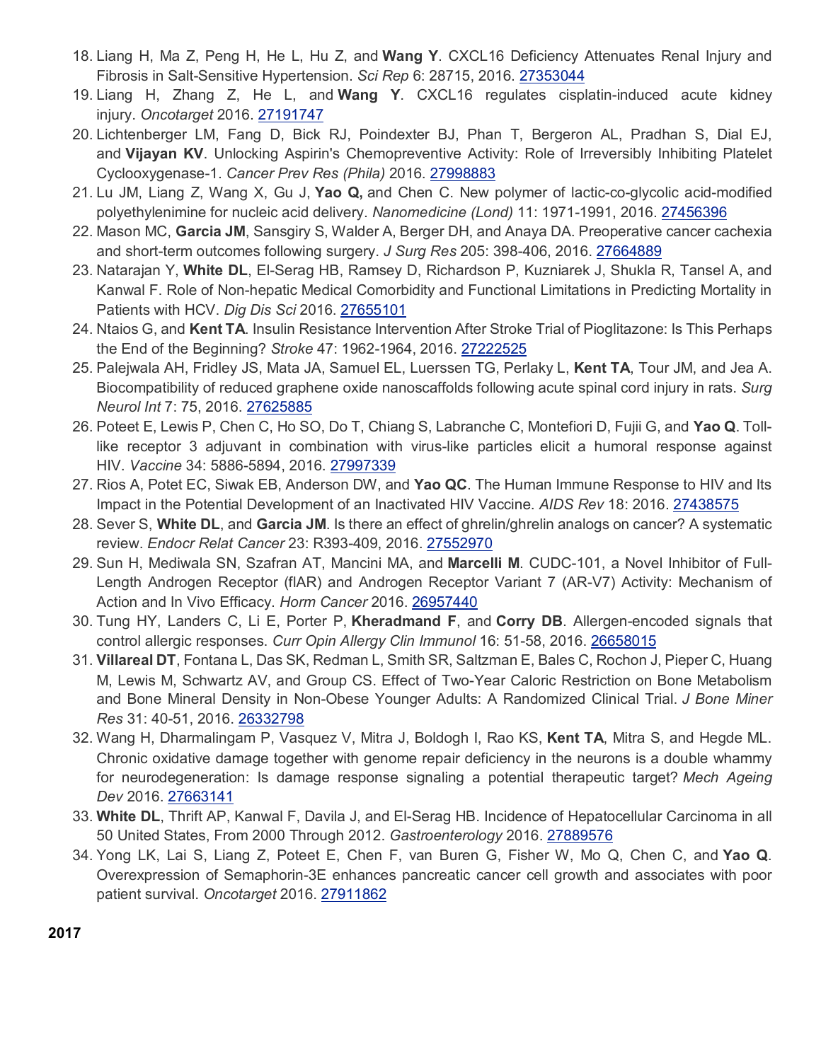18. Liang H, Ma Z, Peng H, He L, Hu Z, and **Wang Y**. CXCL16 Deficiency Attenuates Renal Injury and Fibrosis in Salt-Sensitive Hypertension. *Sci Rep* 6: 28715, 2016. 27353044
19. Liang H, Zhang Z, He L, and **Wang Y**. CXCL16 regulates cisplatin-induced acute kidney injury. *Oncotarget* 2016. 27191747
20. Lichtenberger LM, Fang D, Bick RJ, Poindexter BJ, Phan T, Bergeron AL, Pradhan S, Dial EJ, and **Vijayan KV**. Unlocking Aspirin's Chemopreventive Activity: Role of Irreversibly Inhibiting Platelet Cyclooxygenase-1. *Cancer Prev Res (Phila)* 2016. 27998883
21. Lu JM, Liang Z, Wang X, Gu J, **Yao Q,** and Chen C. New polymer of lactic-co-glycolic acid-modified polyethylenimine for nucleic acid delivery. *Nanomedicine (Lond)* 11: 1971-1991, 2016. 27456396
22. Mason MC, **Garcia JM**, Sansgiry S, Walder A, Berger DH, and Anaya DA. Preoperative cancer cachexia and short-term outcomes following surgery. *J Surg Res* 205: 398-406, 2016. 27664889
23. Natarajan Y, **White DL**, El-Serag HB, Ramsey D, Richardson P, Kuzniarek J, Shukla R, Tansel A, and Kanwal F. Role of Non-hepatic Medical Comorbidity and Functional Limitations in Predicting Mortality in Patients with HCV. *Dig Dis Sci* 2016. 27655101
24. Ntaios G, and **Kent TA**. Insulin Resistance Intervention After Stroke Trial of Pioglitazone: Is This Perhaps the End of the Beginning? *Stroke* 47: 1962-1964, 2016. 27222525
25. Palejwala AH, Fridley JS, Mata JA, Samuel EL, Luerssen TG, Perlaky L, **Kent TA**, Tour JM, and Jea A. Biocompatibility of reduced graphene oxide nanoscaffolds following acute spinal cord injury in rats. *Surg Neurol Int* 7: 75, 2016. 27625885
26. Poteet E, Lewis P, Chen C, Ho SO, Do T, Chiang S, Labranche C, Montefiori D, Fujii G, and **Yao Q**. Toll-like receptor 3 adjuvant in combination with virus-like particles elicit a humoral response against HIV. *Vaccine* 34: 5886-5894, 2016. 27997339
27. Rios A, Potet EC, Siwak EB, Anderson DW, and **Yao QC**. The Human Immune Response to HIV and Its Impact in the Potential Development of an Inactivated HIV Vaccine. *AIDS Rev* 18: 2016. 27438575
28. Sever S, **White DL**, and **Garcia JM**. Is there an effect of ghrelin/ghrelin analogs on cancer? A systematic review. *Endocr Relat Cancer* 23: R393-409, 2016. 27552970
29. Sun H, Mediwala SN, Szafran AT, Mancini MA, and **Marcelli M**. CUDC-101, a Novel Inhibitor of Full-Length Androgen Receptor (flAR) and Androgen Receptor Variant 7 (AR-V7) Activity: Mechanism of Action and In Vivo Efficacy. *Horm Cancer* 2016. 26957440
30. Tung HY, Landers C, Li E, Porter P, **Kheradmand F**, and **Corry DB**. Allergen-encoded signals that control allergic responses. *Curr Opin Allergy Clin Immunol* 16: 51-58, 2016. 26658015
31. **Villareal DT**, Fontana L, Das SK, Redman L, Smith SR, Saltzman E, Bales C, Rochon J, Pieper C, Huang M, Lewis M, Schwartz AV, and Group CS. Effect of Two-Year Caloric Restriction on Bone Metabolism and Bone Mineral Density in Non-Obese Younger Adults: A Randomized Clinical Trial. *J Bone Miner Res* 31: 40-51, 2016. 26332798
32. Wang H, Dharmalingam P, Vasquez V, Mitra J, Boldogh I, Rao KS, **Kent TA**, Mitra S, and Hegde ML. Chronic oxidative damage together with genome repair deficiency in the neurons is a double whammy for neurodegeneration: Is damage response signaling a potential therapeutic target? *Mech Ageing Dev* 2016. 27663141
33. **White DL**, Thrift AP, Kanwal F, Davila J, and El-Serag HB. Incidence of Hepatocellular Carcinoma in all 50 United States, From 2000 Through 2012. *Gastroenterology* 2016. 27889576
34. Yong LK, Lai S, Liang Z, Poteet E, Chen F, van Buren G, Fisher W, Mo Q, Chen C, and **Yao Q**. Overexpression of Semaphorin-3E enhances pancreatic cancer cell growth and associates with poor patient survival. *Oncotarget* 2016. 27911862

**2017**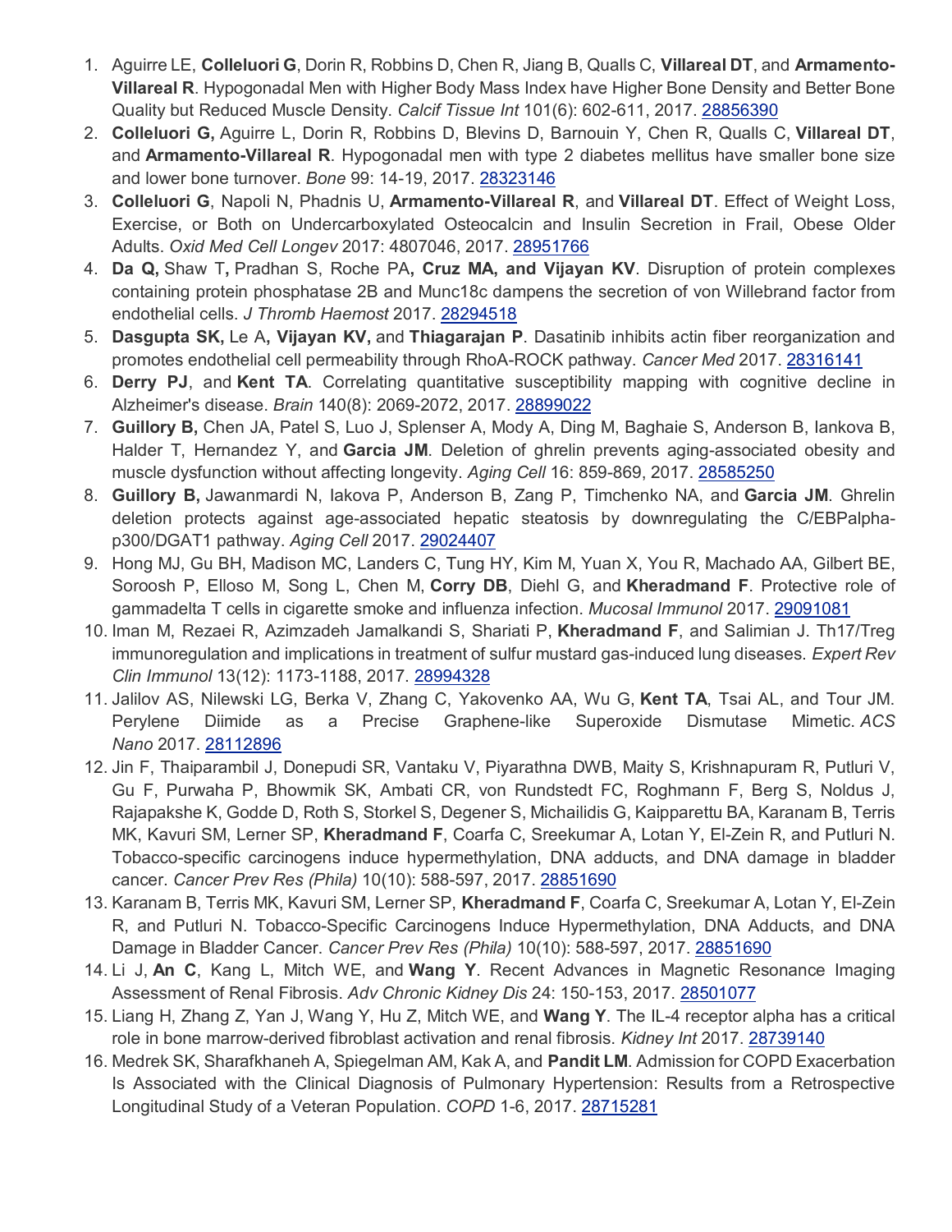1. Aguirre LE, **Colleluori G**, Dorin R, Robbins D, Chen R, Jiang B, Qualls C, **Villareal DT**, and **Armamento-Villareal R**. Hypogonadal Men with Higher Body Mass Index have Higher Bone Density and Better Bone Quality but Reduced Muscle Density. *Calcif Tissue Int* 101(6): 602-611, 2017. 28856390
2. **Colleluori G,** Aguirre L, Dorin R, Robbins D, Blevins D, Barnouin Y, Chen R, Qualls C, **Villareal DT**, and **Armamento-Villareal R**. Hypogonadal men with type 2 diabetes mellitus have smaller bone size and lower bone turnover. *Bone* 99: 14-19, 2017. 28323146
3. **Colleluori G**, Napoli N, Phadnis U, **Armamento-Villareal R**, and **Villareal DT**. Effect of Weight Loss, Exercise, or Both on Undercarboxylated Osteocalcin and Insulin Secretion in Frail, Obese Older Adults. *Oxid Med Cell Longev* 2017: 4807046, 2017. 28951766
4. **Da Q,** Shaw T**,** Pradhan S, Roche PA**, Cruz MA, and Vijayan KV**. Disruption of protein complexes containing protein phosphatase 2B and Munc18c dampens the secretion of von Willebrand factor from endothelial cells. *J Thromb Haemost* 2017. 28294518
5. **Dasgupta SK,** Le A**, Vijayan KV,** and **Thiagarajan P**. Dasatinib inhibits actin fiber reorganization and promotes endothelial cell permeability through RhoA-ROCK pathway. *Cancer Med* 2017. 28316141
6. **Derry PJ**, and **Kent TA**. Correlating quantitative susceptibility mapping with cognitive decline in Alzheimer's disease. *Brain* 140(8): 2069-2072, 2017. 28899022
7. **Guillory B,** Chen JA, Patel S, Luo J, Splenser A, Mody A, Ding M, Baghaie S, Anderson B, Iankova B, Halder T, Hernandez Y, and **Garcia JM**. Deletion of ghrelin prevents aging-associated obesity and muscle dysfunction without affecting longevity. *Aging Cell* 16: 859-869, 2017. 28585250
8. **Guillory B,** Jawanmardi N, Iakova P, Anderson B, Zang P, Timchenko NA, and **Garcia JM**. Ghrelin deletion protects against age-associated hepatic steatosis by downregulating the C/EBPalpha-p300/DGAT1 pathway. *Aging Cell* 2017. 29024407
9. Hong MJ, Gu BH, Madison MC, Landers C, Tung HY, Kim M, Yuan X, You R, Machado AA, Gilbert BE, Soroosh P, Elloso M, Song L, Chen M, **Corry DB**, Diehl G, and **Kheradmand F**. Protective role of gammadelta T cells in cigarette smoke and influenza infection. *Mucosal Immunol* 2017. 29091081
10. Iman M, Rezaei R, Azimzadeh Jamalkandi S, Shariati P, **Kheradmand F**, and Salimian J. Th17/Treg immunoregulation and implications in treatment of sulfur mustard gas-induced lung diseases. *Expert Rev Clin Immunol* 13(12): 1173-1188, 2017. 28994328
11. Jalilov AS, Nilewski LG, Berka V, Zhang C, Yakovenko AA, Wu G, **Kent TA**, Tsai AL, and Tour JM. Perylene Diimide as a Precise Graphene-like Superoxide Dismutase Mimetic. *ACS Nano* 2017. 28112896
12. Jin F, Thaiparambil J, Donepudi SR, Vantaku V, Piyarathna DWB, Maity S, Krishnapuram R, Putluri V, Gu F, Purwaha P, Bhowmik SK, Ambati CR, von Rundstedt FC, Roghmann F, Berg S, Noldus J, Rajapakshe K, Godde D, Roth S, Storkel S, Degener S, Michailidis G, Kaipparettu BA, Karanam B, Terris MK, Kavuri SM, Lerner SP, **Kheradmand F**, Coarfa C, Sreekumar A, Lotan Y, El-Zein R, and Putluri N. Tobacco-specific carcinogens induce hypermethylation, DNA adducts, and DNA damage in bladder cancer. *Cancer Prev Res (Phila)* 10(10): 588-597, 2017. 28851690
13. Karanam B, Terris MK, Kavuri SM, Lerner SP, **Kheradmand F**, Coarfa C, Sreekumar A, Lotan Y, El-Zein R, and Putluri N. Tobacco-Specific Carcinogens Induce Hypermethylation, DNA Adducts, and DNA Damage in Bladder Cancer. *Cancer Prev Res (Phila)* 10(10): 588-597, 2017. 28851690
14. Li J, **An C**, Kang L, Mitch WE, and **Wang Y**. Recent Advances in Magnetic Resonance Imaging Assessment of Renal Fibrosis. *Adv Chronic Kidney Dis* 24: 150-153, 2017. 28501077
15. Liang H, Zhang Z, Yan J, Wang Y, Hu Z, Mitch WE, and **Wang Y**. The IL-4 receptor alpha has a critical role in bone marrow-derived fibroblast activation and renal fibrosis. *Kidney Int* 2017. 28739140
16. Medrek SK, Sharafkhaneh A, Spiegelman AM, Kak A, and **Pandit LM**. Admission for COPD Exacerbation Is Associated with the Clinical Diagnosis of Pulmonary Hypertension: Results from a Retrospective Longitudinal Study of a Veteran Population. *COPD* 1-6, 2017. 28715281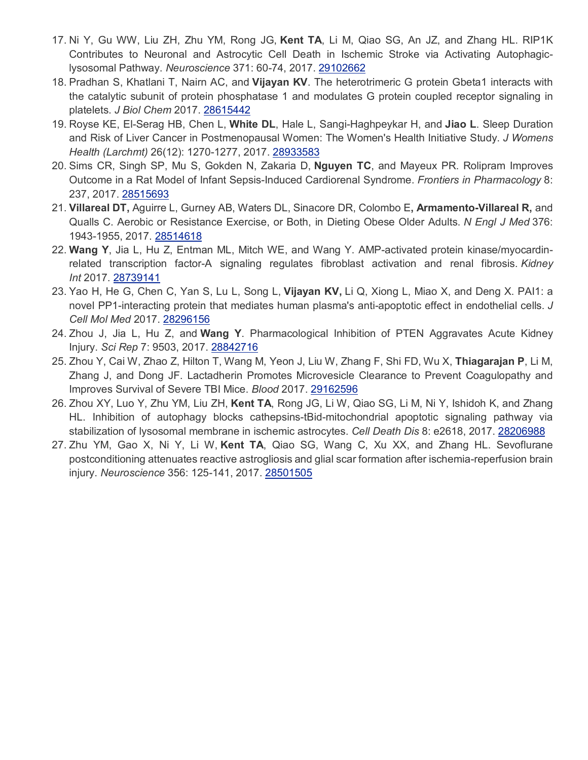17. Ni Y, Gu WW, Liu ZH, Zhu YM, Rong JG, **Kent TA**, Li M, Qiao SG, An JZ, and Zhang HL. RIP1K Contributes to Neuronal and Astrocytic Cell Death in Ischemic Stroke via Activating Autophagic-lysosomal Pathway. *Neuroscience* 371: 60-74, 2017. 29102662
18. Pradhan S, Khatlani T, Nairn AC, and **Vijayan KV**. The heterotrimeric G protein Gbeta1 interacts with the catalytic subunit of protein phosphatase 1 and modulates G protein coupled receptor signaling in platelets. *J Biol Chem* 2017. 28615442
19. Royse KE, El-Serag HB, Chen L, **White DL**, Hale L, Sangi-Haghpeykar H, and **Jiao L**. Sleep Duration and Risk of Liver Cancer in Postmenopausal Women: The Women's Health Initiative Study. *J Womens Health (Larchmt)* 26(12): 1270-1277, 2017. 28933583
20. Sims CR, Singh SP, Mu S, Gokden N, Zakaria D, **Nguyen TC**, and Mayeux PR. Rolipram Improves Outcome in a Rat Model of Infant Sepsis-Induced Cardiorenal Syndrome. *Frontiers in Pharmacology* 8: 237, 2017. 28515693
21. **Villareal DT,** Aguirre L, Gurney AB, Waters DL, Sinacore DR, Colombo E**, Armamento-Villareal R,** and Qualls C. Aerobic or Resistance Exercise, or Both, in Dieting Obese Older Adults. *N Engl J Med* 376: 1943-1955, 2017. 28514618
22. **Wang Y**, Jia L, Hu Z, Entman ML, Mitch WE, and Wang Y. AMP-activated protein kinase/myocardin-related transcription factor-A signaling regulates fibroblast activation and renal fibrosis. *Kidney Int* 2017. 28739141
23. Yao H, He G, Chen C, Yan S, Lu L, Song L, **Vijayan KV,** Li Q, Xiong L, Miao X, and Deng X. PAI1: a novel PP1-interacting protein that mediates human plasma's anti-apoptotic effect in endothelial cells. *J Cell Mol Med* 2017. 28296156
24. Zhou J, Jia L, Hu Z, and **Wang Y**. Pharmacological Inhibition of PTEN Aggravates Acute Kidney Injury. *Sci Rep* 7: 9503, 2017. 28842716
25. Zhou Y, Cai W, Zhao Z, Hilton T, Wang M, Yeon J, Liu W, Zhang F, Shi FD, Wu X, **Thiagarajan P**, Li M, Zhang J, and Dong JF. Lactadherin Promotes Microvesicle Clearance to Prevent Coagulopathy and Improves Survival of Severe TBI Mice. *Blood* 2017. 29162596
26. Zhou XY, Luo Y, Zhu YM, Liu ZH, **Kent TA**, Rong JG, Li W, Qiao SG, Li M, Ni Y, Ishidoh K, and Zhang HL. Inhibition of autophagy blocks cathepsins-tBid-mitochondrial apoptotic signaling pathway via stabilization of lysosomal membrane in ischemic astrocytes. *Cell Death Dis* 8: e2618, 2017. 28206988
27. Zhu YM, Gao X, Ni Y, Li W, **Kent TA**, Qiao SG, Wang C, Xu XX, and Zhang HL. Sevoflurane postconditioning attenuates reactive astrogliosis and glial scar formation after ischemia-reperfusion brain injury. *Neuroscience* 356: 125-141, 2017. 28501505